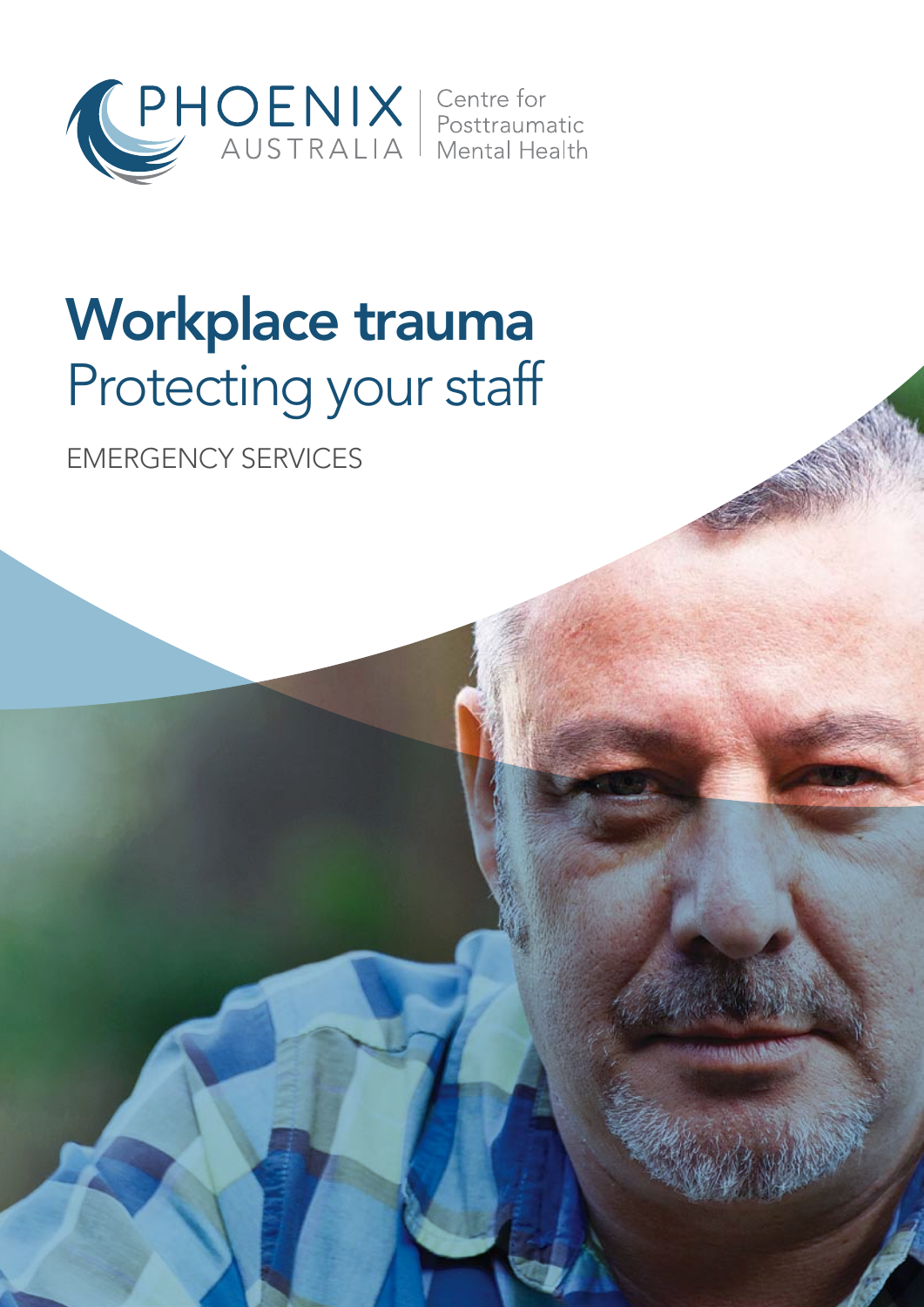PHOENIX AUSTRALIA | Centre for Posttraumatic Mental Health

# Workplace trauma
## Protecting your staff

EMERGENCY SERVICES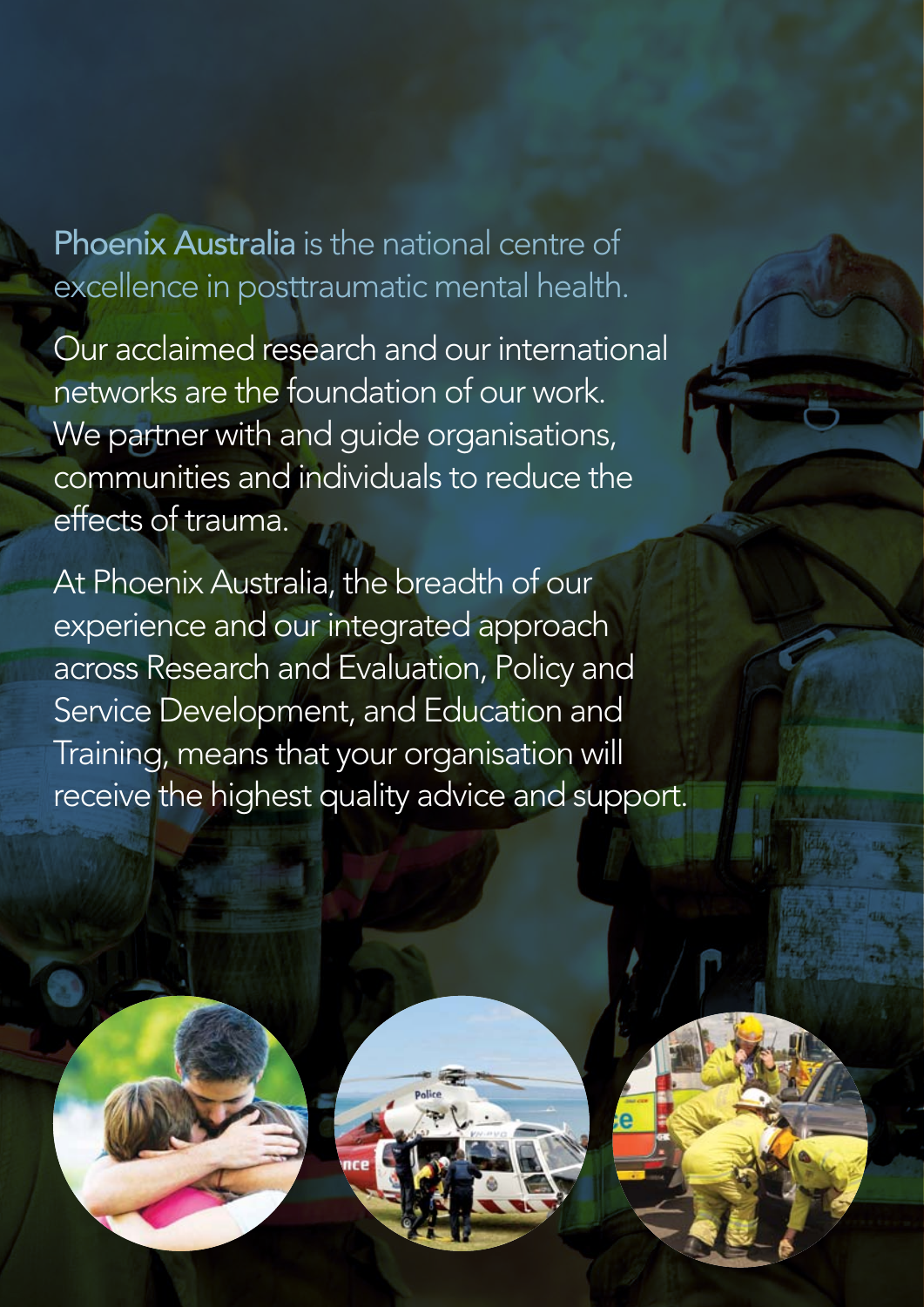**Phoenix Australia** is the national centre of excellence in posttraumatic mental health.

Our acclaimed research and our international networks are the foundation of our work. We partner with and guide organisations, communities and individuals to reduce the effects of trauma.

At Phoenix Australia, the breadth of our experience and our integrated approach across Research and Evaluation, Policy and Service Development, and Education and Training, means that your organisation will receive the highest quality advice and support.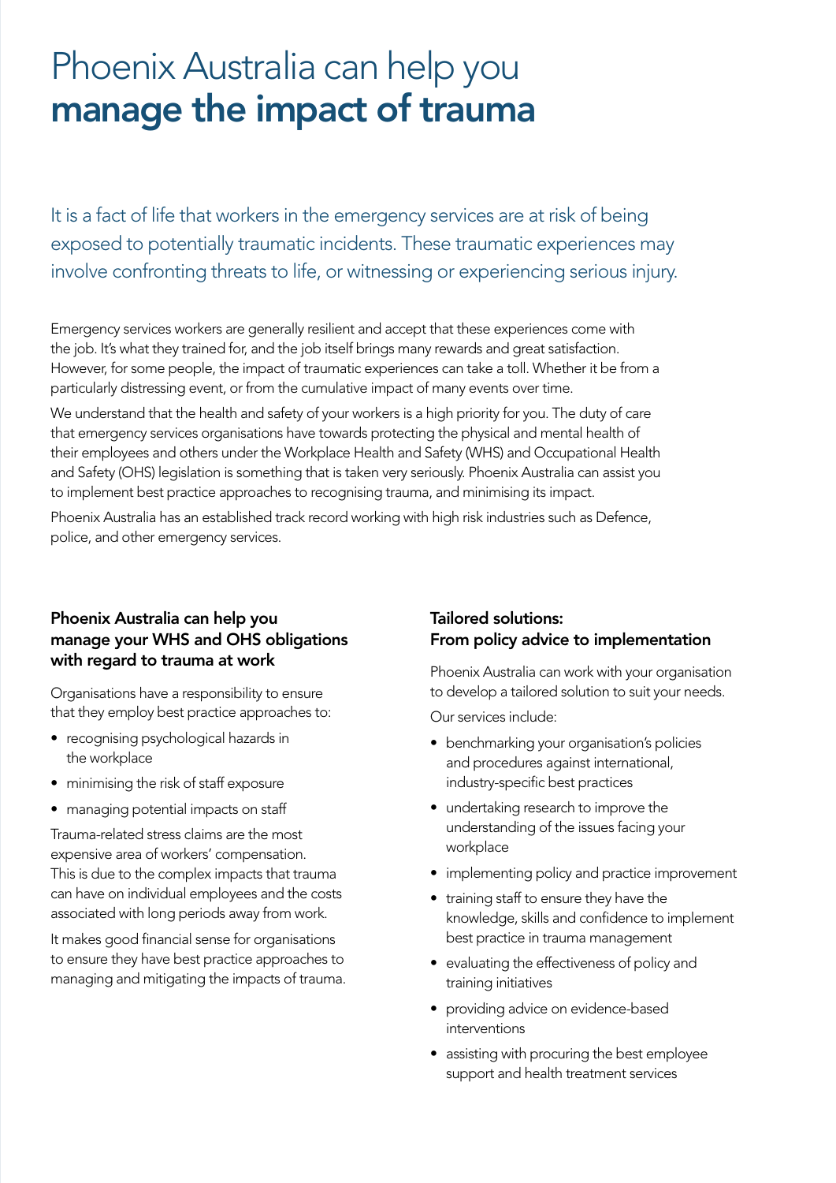# Phoenix Australia can help you **manage the impact of trauma**

It is a fact of life that workers in the emergency services are at risk of being exposed to potentially traumatic incidents. These traumatic experiences may involve confronting threats to life, or witnessing or experiencing serious injury.

Emergency services workers are generally resilient and accept that these experiences come with the job. It's what they trained for, and the job itself brings many rewards and great satisfaction. However, for some people, the impact of traumatic experiences can take a toll. Whether it be from a particularly distressing event, or from the cumulative impact of many events over time.

We understand that the health and safety of your workers is a high priority for you. The duty of care that emergency services organisations have towards protecting the physical and mental health of their employees and others under the Workplace Health and Safety (WHS) and Occupational Health and Safety (OHS) legislation is something that is taken very seriously. Phoenix Australia can assist you to implement best practice approaches to recognising trauma, and minimising its impact.

Phoenix Australia has an established track record working with high risk industries such as Defence, police, and other emergency services.

### Phoenix Australia can help you manage your WHS and OHS obligations with regard to trauma at work

Organisations have a responsibility to ensure that they employ best practice approaches to:

- recognising psychological hazards in the workplace
- minimising the risk of staff exposure
- managing potential impacts on staff

Trauma-related stress claims are the most expensive area of workers' compensation. This is due to the complex impacts that trauma can have on individual employees and the costs associated with long periods away from work.

It makes good financial sense for organisations to ensure they have best practice approaches to managing and mitigating the impacts of trauma.

### Tailored solutions: From policy advice to implementation

Phoenix Australia can work with your organisation to develop a tailored solution to suit your needs.

Our services include:

- benchmarking your organisation's policies and procedures against international, industry-specific best practices
- undertaking research to improve the understanding of the issues facing your workplace
- implementing policy and practice improvement
- training staff to ensure they have the knowledge, skills and confidence to implement best practice in trauma management
- evaluating the effectiveness of policy and training initiatives
- providing advice on evidence-based interventions
- assisting with procuring the best employee support and health treatment services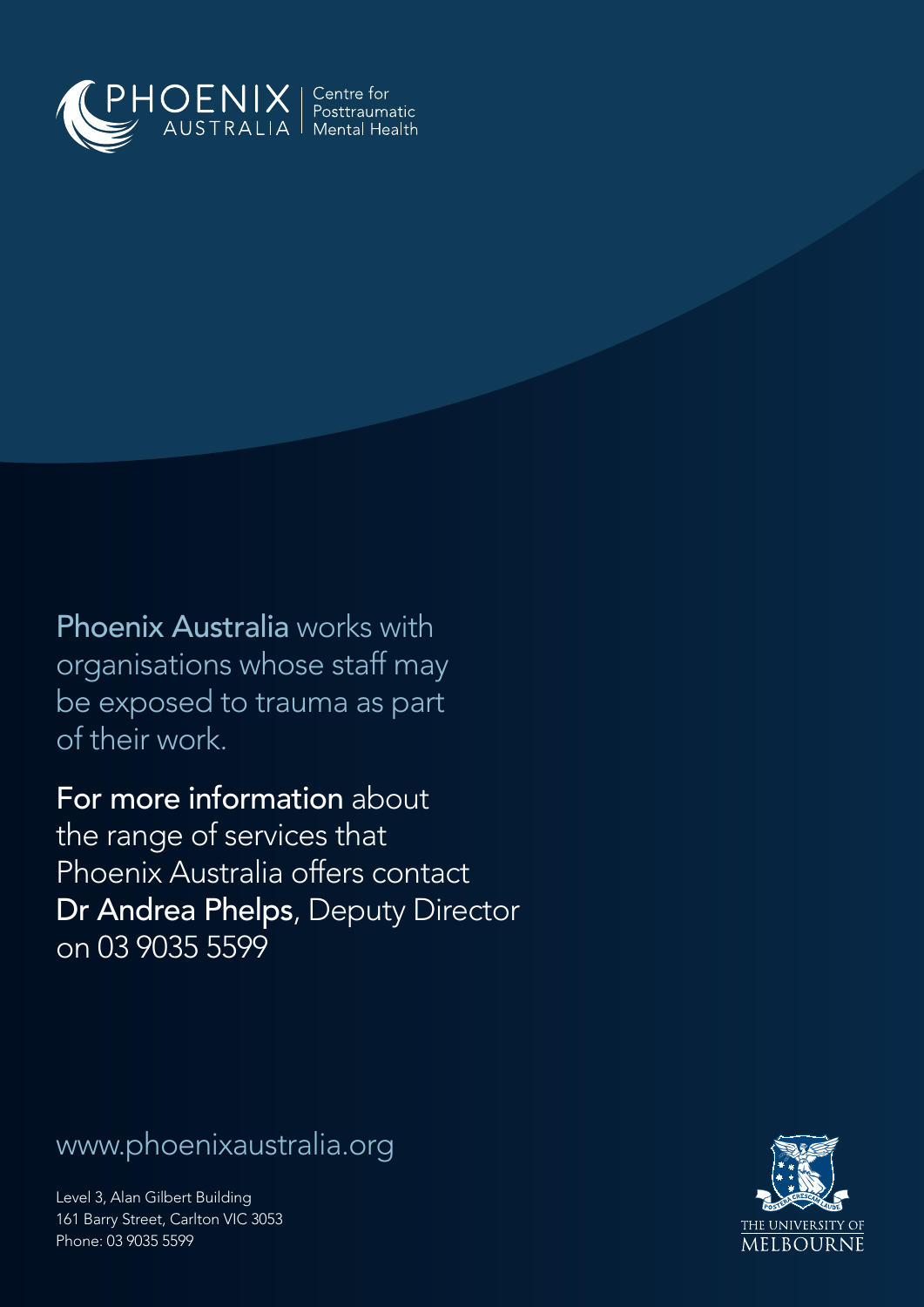PHOENIX AUSTRALIA | Centre for Posttraumatic Mental Health

**Phoenix Australia** works with organisations whose staff may be exposed to trauma as part of their work.

**For more information** about the range of services that Phoenix Australia offers contact **Dr Andrea Phelps**, Deputy Director on 03 9035 5599

www.phoenixaustralia.org

Level 3, Alan Gilbert Building
161 Barry Street, Carlton VIC 3053
Phone: 03 9035 5599

THE UNIVERSITY OF MELBOURNE